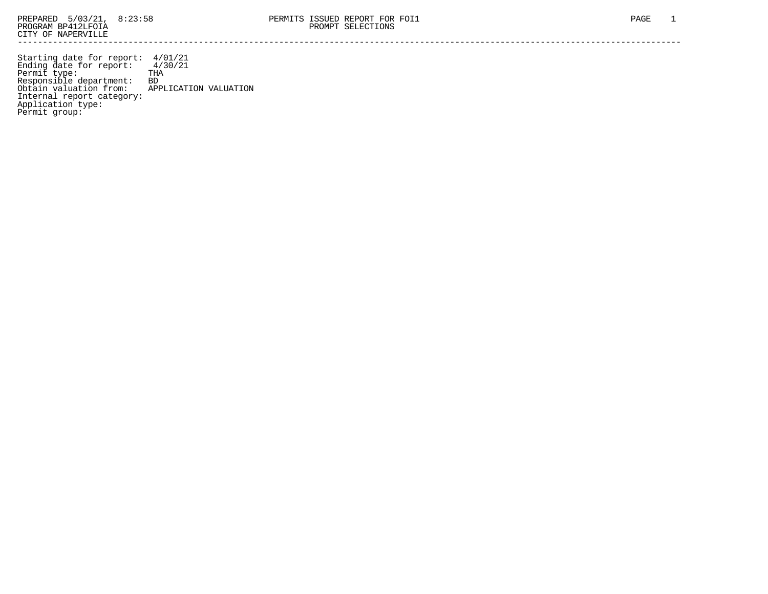PREPARED 5/03/21, 8:23:58
PROGRAM BP412LFOIA
CITY OF NAPERVILLE

# PERMITS ISSUED REPORT FOR FOI1
## PROMPT SELECTIONS

---

Starting date for report: 4/01/21
Ending date for report: 4/30/21
Permit type: THA
Responsible department: BD
Obtain valuation from: APPLICATION VALUATION
Internal report category:
Application type:
Permit group: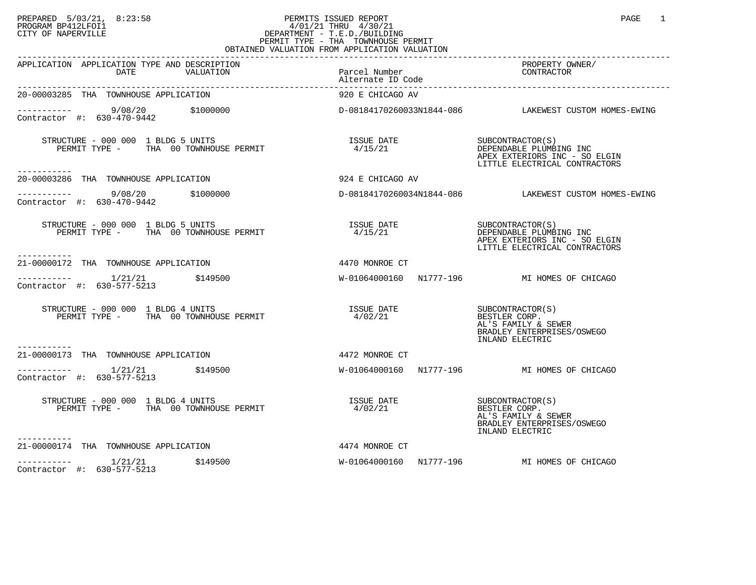PREPARED 5/03/21, 8:23:58
PROGRAM BP412LFOI1
CITY OF NAPERVILLE

PERMITS ISSUED REPORT
4/01/21 THRU 4/30/21
DEPARTMENT - T.E.D./BUILDING
PERMIT TYPE - THA TOWNHOUSE PERMIT
OBTAINED VALUATION FROM APPLICATION VALUATION

| APPLICATION | APPLICATION TYPE AND DESCRIPTION DATE | VALUATION | Parcel Number / Alternate ID Code | PROPERTY OWNER/ CONTRACTOR |
|---|---|---|---|---|
| 20-00003285 | THA TOWNHOUSE APPLICATION | | 920 E CHICAGO AV | |
| ----------- Contractor #: 630-470-9442 | 9/08/20 | $1000000 | D-08184170260033N1844-086 | LAKEWEST CUSTOM HOMES-EWING |
| | STRUCTURE - 000 000 1 BLDG 5 UNITS PERMIT TYPE - THA 00 TOWNHOUSE PERMIT | | ISSUE DATE 4/15/21 | SUBCONTRACTOR(S) DEPENDABLE PLUMBING INC APEX EXTERIORS INC - SO ELGIN LITTLE ELECTRICAL CONTRACTORS |
| 20-00003286 | THA TOWNHOUSE APPLICATION | | 924 E CHICAGO AV | |
| ----------- Contractor #: 630-470-9442 | 9/08/20 | $1000000 | D-08184170260034N1844-086 | LAKEWEST CUSTOM HOMES-EWING |
| | STRUCTURE - 000 000 1 BLDG 5 UNITS PERMIT TYPE - THA 00 TOWNHOUSE PERMIT | | ISSUE DATE 4/15/21 | SUBCONTRACTOR(S) DEPENDABLE PLUMBING INC APEX EXTERIORS INC - SO ELGIN LITTLE ELECTRICAL CONTRACTORS |
| 21-00000172 | THA TOWNHOUSE APPLICATION | | 4470 MONROE CT | |
| ----------- Contractor #: 630-577-5213 | 1/21/21 | $149500 | W-01064000160 N1777-196 | MI HOMES OF CHICAGO |
| | STRUCTURE - 000 000 1 BLDG 4 UNITS PERMIT TYPE - THA 00 TOWNHOUSE PERMIT | | ISSUE DATE 4/02/21 | SUBCONTRACTOR(S) BESTLER CORP. AL'S FAMILY & SEWER BRADLEY ENTERPRISES/OSWEGO INLAND ELECTRIC |
| 21-00000173 | THA TOWNHOUSE APPLICATION | | 4472 MONROE CT | |
| ----------- Contractor #: 630-577-5213 | 1/21/21 | $149500 | W-01064000160 N1777-196 | MI HOMES OF CHICAGO |
| | STRUCTURE - 000 000 1 BLDG 4 UNITS PERMIT TYPE - THA 00 TOWNHOUSE PERMIT | | ISSUE DATE 4/02/21 | SUBCONTRACTOR(S) BESTLER CORP. AL'S FAMILY & SEWER BRADLEY ENTERPRISES/OSWEGO INLAND ELECTRIC |
| 21-00000174 | THA TOWNHOUSE APPLICATION | | 4474 MONROE CT | |
| ----------- Contractor #: 630-577-5213 | 1/21/21 | $149500 | W-01064000160 N1777-196 | MI HOMES OF CHICAGO |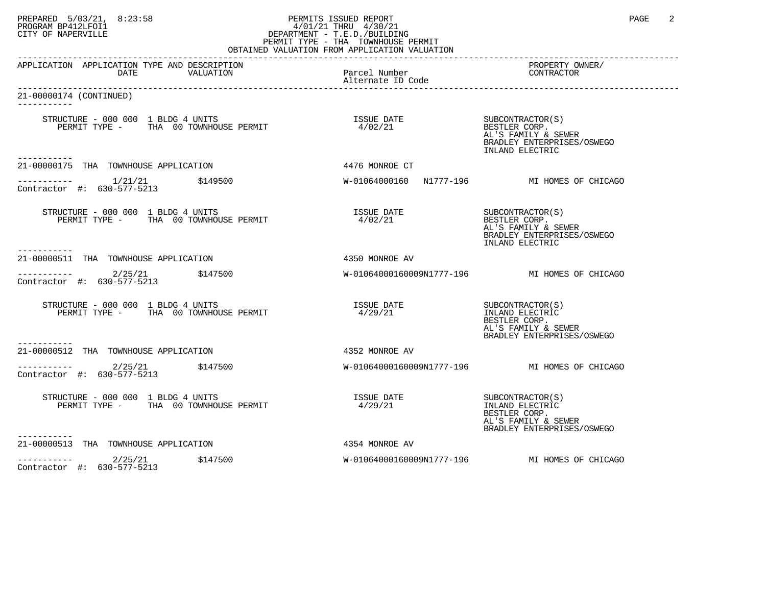PREPARED 5/03/21, 8:23:58 PERMITS ISSUED REPORT
PROGRAM BP412LFOI1 4/01/21 THRU 4/30/21
CITY OF NAPERVILLE DEPARTMENT - T.E.D./BUILDING
PERMIT TYPE - THA TOWNHOUSE PERMIT
OBTAINED VALUATION FROM APPLICATION VALUATION

| APPLICATION | APPLICATION TYPE AND DESCRIPTION DATE | VALUATION | Parcel Number / Alternate ID Code | PROPERTY OWNER/ CONTRACTOR |
|---|---|---|---|---|

**21-00000174 (CONTINUED)**

STRUCTURE - 000 000 1 BLDG 4 UNITS
PERMIT TYPE - THA 00 TOWNHOUSE PERMIT
ISSUE DATE 4/02/21
SUBCONTRACTOR(S):
BESTLER CORP.
AL'S FAMILY & SEWER
BRADLEY ENTERPRISES/OSWEGO
INLAND ELECTRIC

---

**21-00000175 THA TOWNHOUSE APPLICATION** — 4476 MONROE CT
1/21/21 — $149500 — W-01064000160 N1777-196 — MI HOMES OF CHICAGO
Contractor #: 630-577-5213

STRUCTURE - 000 000 1 BLDG 4 UNITS
PERMIT TYPE - THA 00 TOWNHOUSE PERMIT
ISSUE DATE 4/02/21
SUBCONTRACTOR(S):
BESTLER CORP.
AL'S FAMILY & SEWER
BRADLEY ENTERPRISES/OSWEGO
INLAND ELECTRIC

---

**21-00000511 THA TOWNHOUSE APPLICATION** — 4350 MONROE AV
2/25/21 — $147500 — W-01064000160009N1777-196 — MI HOMES OF CHICAGO
Contractor #: 630-577-5213

STRUCTURE - 000 000 1 BLDG 4 UNITS
PERMIT TYPE - THA 00 TOWNHOUSE PERMIT
ISSUE DATE 4/29/21
SUBCONTRACTOR(S):
INLAND ELECTRIC
BESTLER CORP.
AL'S FAMILY & SEWER
BRADLEY ENTERPRISES/OSWEGO

---

**21-00000512 THA TOWNHOUSE APPLICATION** — 4352 MONROE AV
2/25/21 — $147500 — W-01064000160009N1777-196 — MI HOMES OF CHICAGO
Contractor #: 630-577-5213

STRUCTURE - 000 000 1 BLDG 4 UNITS
PERMIT TYPE - THA 00 TOWNHOUSE PERMIT
ISSUE DATE 4/29/21
SUBCONTRACTOR(S):
INLAND ELECTRIC
BESTLER CORP.
AL'S FAMILY & SEWER
BRADLEY ENTERPRISES/OSWEGO

---

**21-00000513 THA TOWNHOUSE APPLICATION** — 4354 MONROE AV
2/25/21 — $147500 — W-01064000160009N1777-196 — MI HOMES OF CHICAGO
Contractor #: 630-577-5213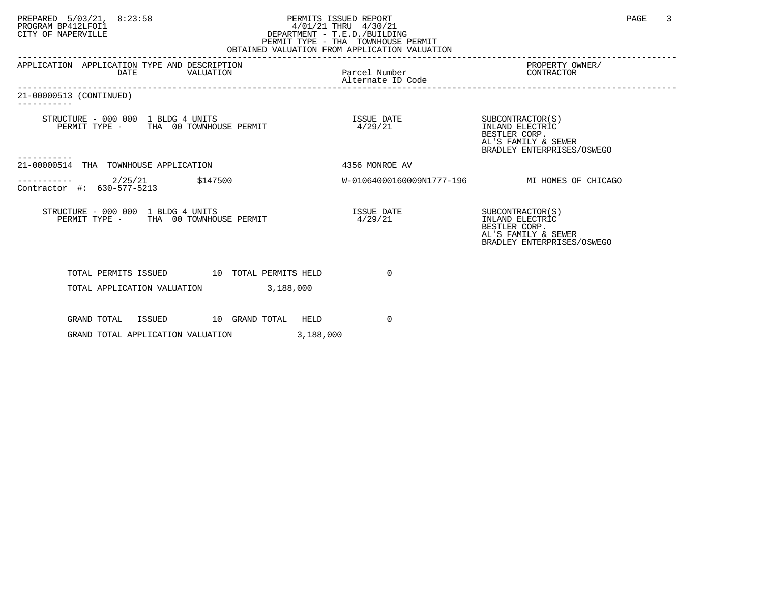PREPARED 5/03/21, 8:23:58
PROGRAM BP412LFOI1
CITY OF NAPERVILLE

PERMITS ISSUED REPORT
4/01/21 THRU 4/30/21
DEPARTMENT - T.E.D./BUILDING
PERMIT TYPE - THA TOWNHOUSE PERMIT
OBTAINED VALUATION FROM APPLICATION VALUATION

| APPLICATION | APPLICATION TYPE AND DESCRIPTION DATE VALUATION | Parcel Number Alternate ID Code | PROPERTY OWNER/ CONTRACTOR |
|---|---|---|---|

21-00000513 (CONTINUED)

STRUCTURE - 000 000 1 BLDG 4 UNITS
PERMIT TYPE - THA 00 TOWNHOUSE PERMIT

ISSUE DATE 4/29/21

SUBCONTRACTOR(S)
INLAND ELECTRIC
BESTLER CORP.
AL'S FAMILY & SEWER
BRADLEY ENTERPRISES/OSWEGO

21-00000514 THA TOWNHOUSE APPLICATION — 4356 MONROE AV

2/25/21 — $147500 — W-01064000160009N1777-196 — MI HOMES OF CHICAGO

Contractor #: 630-577-5213

STRUCTURE - 000 000 1 BLDG 4 UNITS
PERMIT TYPE - THA 00 TOWNHOUSE PERMIT

ISSUE DATE 4/29/21

SUBCONTRACTOR(S)
INLAND ELECTRIC
BESTLER CORP.
AL'S FAMILY & SEWER
BRADLEY ENTERPRISES/OSWEGO

TOTAL PERMITS ISSUED 10 TOTAL PERMITS HELD 0

TOTAL APPLICATION VALUATION 3,188,000

GRAND TOTAL ISSUED 10 GRAND TOTAL HELD 0

GRAND TOTAL APPLICATION VALUATION 3,188,000